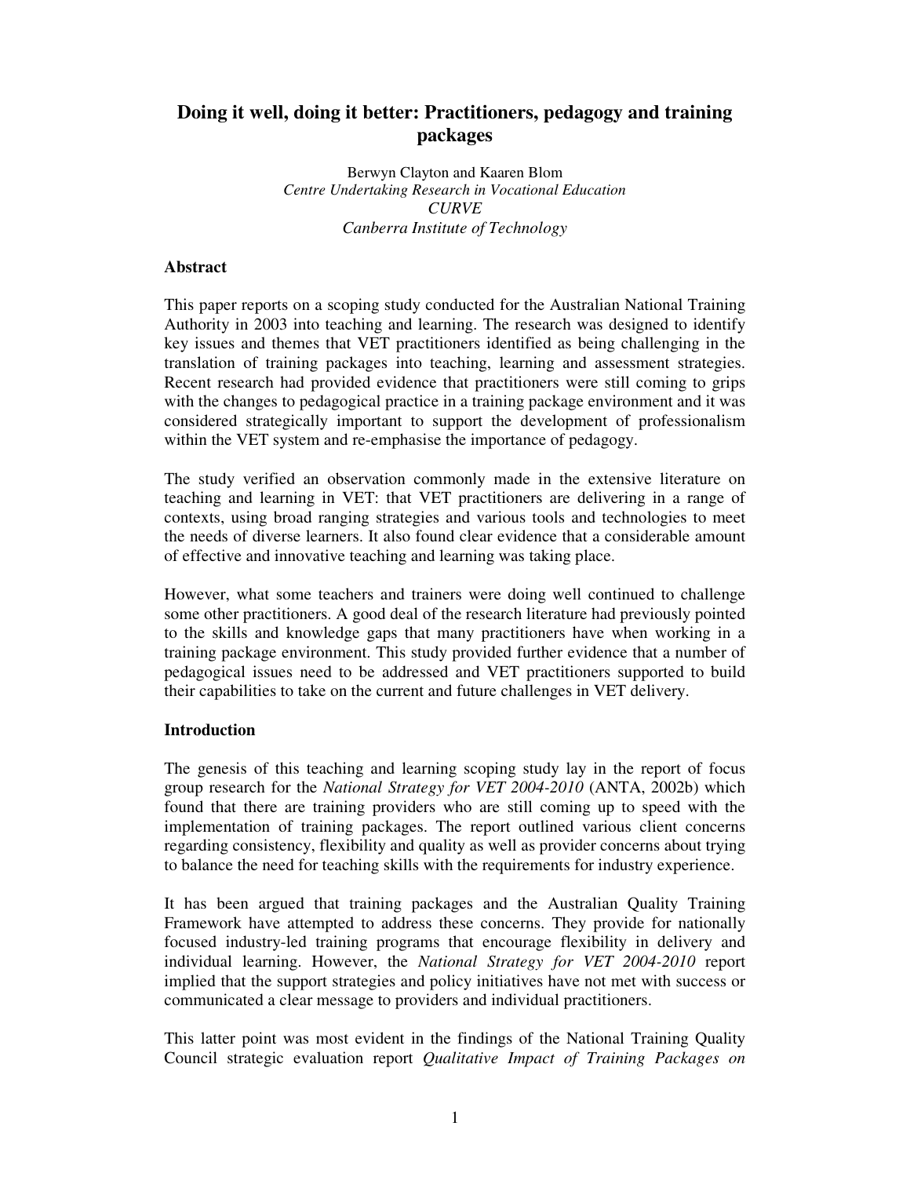# Doing it well, doing it better: Practitioners, pedagogy and training packages

Berwyn Clayton and Kaaren Blom
*Centre Undertaking Research in Vocational Education*
*CURVE*
*Canberra Institute of Technology*

## Abstract

This paper reports on a scoping study conducted for the Australian National Training Authority in 2003 into teaching and learning. The research was designed to identify key issues and themes that VET practitioners identified as being challenging in the translation of training packages into teaching, learning and assessment strategies. Recent research had provided evidence that practitioners were still coming to grips with the changes to pedagogical practice in a training package environment and it was considered strategically important to support the development of professionalism within the VET system and re-emphasise the importance of pedagogy.

The study verified an observation commonly made in the extensive literature on teaching and learning in VET: that VET practitioners are delivering in a range of contexts, using broad ranging strategies and various tools and technologies to meet the needs of diverse learners. It also found clear evidence that a considerable amount of effective and innovative teaching and learning was taking place.

However, what some teachers and trainers were doing well continued to challenge some other practitioners. A good deal of the research literature had previously pointed to the skills and knowledge gaps that many practitioners have when working in a training package environment. This study provided further evidence that a number of pedagogical issues need to be addressed and VET practitioners supported to build their capabilities to take on the current and future challenges in VET delivery.

## Introduction

The genesis of this teaching and learning scoping study lay in the report of focus group research for the *National Strategy for VET 2004-2010* (ANTA, 2002b) which found that there are training providers who are still coming up to speed with the implementation of training packages. The report outlined various client concerns regarding consistency, flexibility and quality as well as provider concerns about trying to balance the need for teaching skills with the requirements for industry experience.

It has been argued that training packages and the Australian Quality Training Framework have attempted to address these concerns. They provide for nationally focused industry-led training programs that encourage flexibility in delivery and individual learning. However, the *National Strategy for VET 2004-2010* report implied that the support strategies and policy initiatives have not met with success or communicated a clear message to providers and individual practitioners.

This latter point was most evident in the findings of the National Training Quality Council strategic evaluation report *Qualitative Impact of Training Packages on*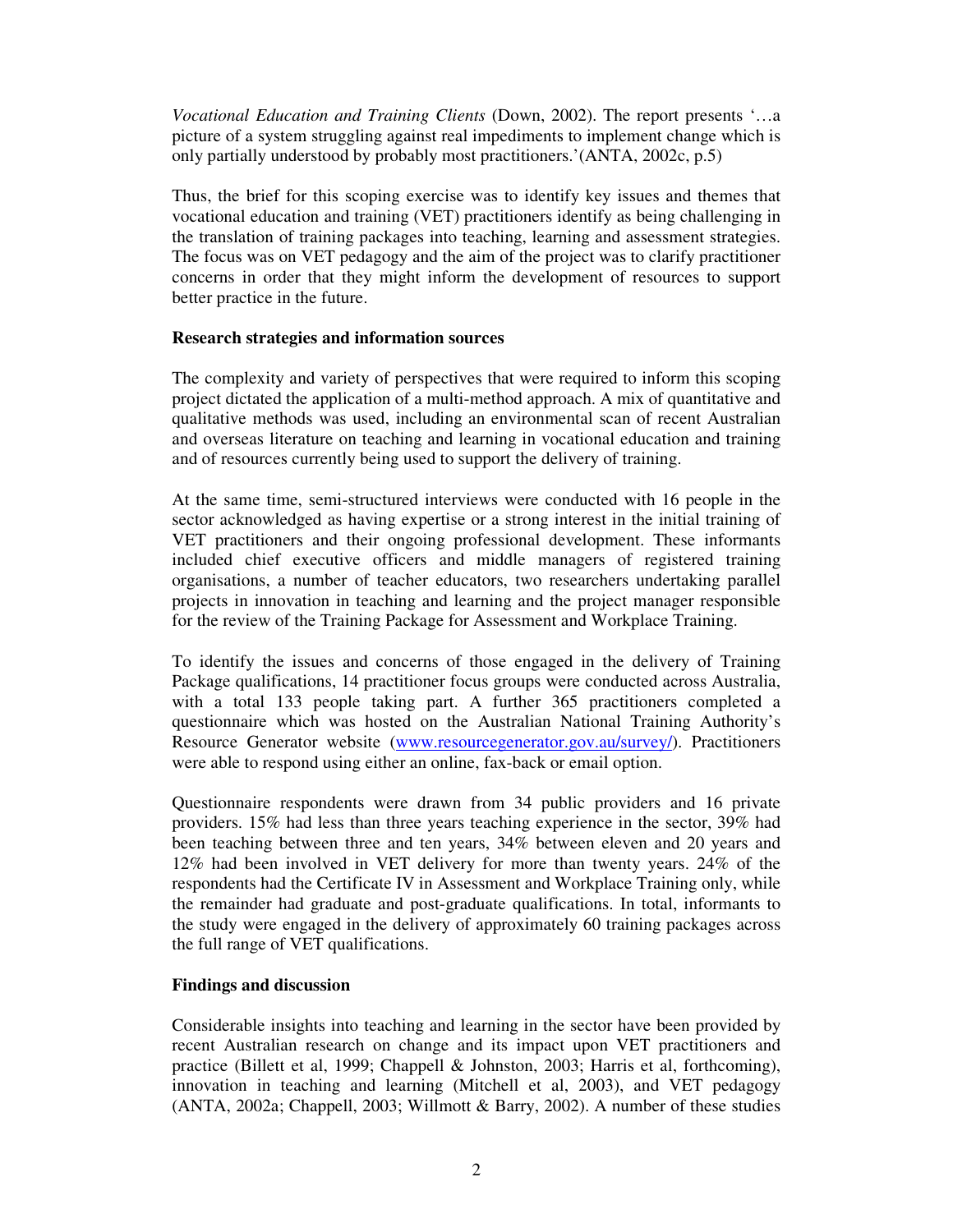*Vocational Education and Training Clients* (Down, 2002). The report presents '…a picture of a system struggling against real impediments to implement change which is only partially understood by probably most practitioners.'(ANTA, 2002c, p.5)

Thus, the brief for this scoping exercise was to identify key issues and themes that vocational education and training (VET) practitioners identify as being challenging in the translation of training packages into teaching, learning and assessment strategies. The focus was on VET pedagogy and the aim of the project was to clarify practitioner concerns in order that they might inform the development of resources to support better practice in the future.

**Research strategies and information sources**

The complexity and variety of perspectives that were required to inform this scoping project dictated the application of a multi-method approach. A mix of quantitative and qualitative methods was used, including an environmental scan of recent Australian and overseas literature on teaching and learning in vocational education and training and of resources currently being used to support the delivery of training.

At the same time, semi-structured interviews were conducted with 16 people in the sector acknowledged as having expertise or a strong interest in the initial training of VET practitioners and their ongoing professional development. These informants included chief executive officers and middle managers of registered training organisations, a number of teacher educators, two researchers undertaking parallel projects in innovation in teaching and learning and the project manager responsible for the review of the Training Package for Assessment and Workplace Training.

To identify the issues and concerns of those engaged in the delivery of Training Package qualifications, 14 practitioner focus groups were conducted across Australia, with a total 133 people taking part. A further 365 practitioners completed a questionnaire which was hosted on the Australian National Training Authority's Resource Generator website (www.resourcegenerator.gov.au/survey/). Practitioners were able to respond using either an online, fax-back or email option.

Questionnaire respondents were drawn from 34 public providers and 16 private providers. 15% had less than three years teaching experience in the sector, 39% had been teaching between three and ten years, 34% between eleven and 20 years and 12% had been involved in VET delivery for more than twenty years. 24% of the respondents had the Certificate IV in Assessment and Workplace Training only, while the remainder had graduate and post-graduate qualifications. In total, informants to the study were engaged in the delivery of approximately 60 training packages across the full range of VET qualifications.

**Findings and discussion**

Considerable insights into teaching and learning in the sector have been provided by recent Australian research on change and its impact upon VET practitioners and practice (Billett et al, 1999; Chappell & Johnston, 2003; Harris et al, forthcoming), innovation in teaching and learning (Mitchell et al, 2003), and VET pedagogy (ANTA, 2002a; Chappell, 2003; Willmott & Barry, 2002). A number of these studies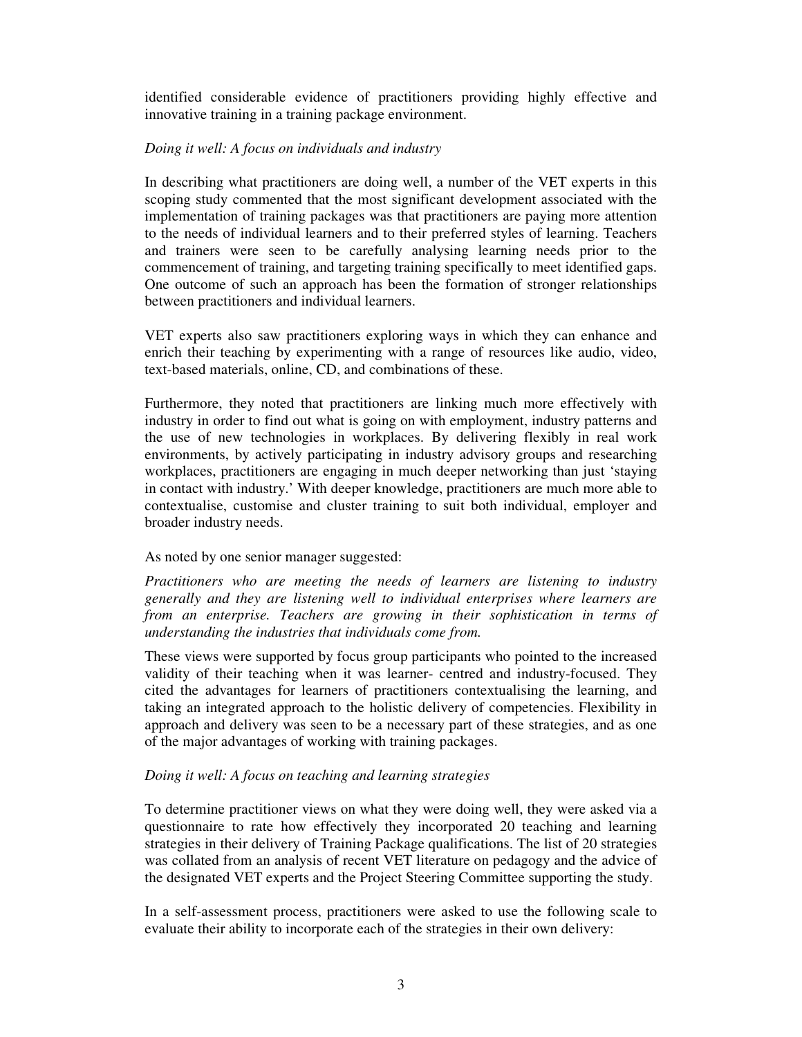identified considerable evidence of practitioners providing highly effective and innovative training in a training package environment.

*Doing it well: A focus on individuals and industry*

In describing what practitioners are doing well, a number of the VET experts in this scoping study commented that the most significant development associated with the implementation of training packages was that practitioners are paying more attention to the needs of individual learners and to their preferred styles of learning. Teachers and trainers were seen to be carefully analysing learning needs prior to the commencement of training, and targeting training specifically to meet identified gaps. One outcome of such an approach has been the formation of stronger relationships between practitioners and individual learners.

VET experts also saw practitioners exploring ways in which they can enhance and enrich their teaching by experimenting with a range of resources like audio, video, text-based materials, online, CD, and combinations of these.

Furthermore, they noted that practitioners are linking much more effectively with industry in order to find out what is going on with employment, industry patterns and the use of new technologies in workplaces. By delivering flexibly in real work environments, by actively participating in industry advisory groups and researching workplaces, practitioners are engaging in much deeper networking than just 'staying in contact with industry.' With deeper knowledge, practitioners are much more able to contextualise, customise and cluster training to suit both individual, employer and broader industry needs.

As noted by one senior manager suggested:

*Practitioners who are meeting the needs of learners are listening to industry generally and they are listening well to individual enterprises where learners are from an enterprise. Teachers are growing in their sophistication in terms of understanding the industries that individuals come from.*

These views were supported by focus group participants who pointed to the increased validity of their teaching when it was learner- centred and industry-focused. They cited the advantages for learners of practitioners contextualising the learning, and taking an integrated approach to the holistic delivery of competencies. Flexibility in approach and delivery was seen to be a necessary part of these strategies, and as one of the major advantages of working with training packages.

*Doing it well: A focus on teaching and learning strategies*

To determine practitioner views on what they were doing well, they were asked via a questionnaire to rate how effectively they incorporated 20 teaching and learning strategies in their delivery of Training Package qualifications. The list of 20 strategies was collated from an analysis of recent VET literature on pedagogy and the advice of the designated VET experts and the Project Steering Committee supporting the study.

In a self-assessment process, practitioners were asked to use the following scale to evaluate their ability to incorporate each of the strategies in their own delivery: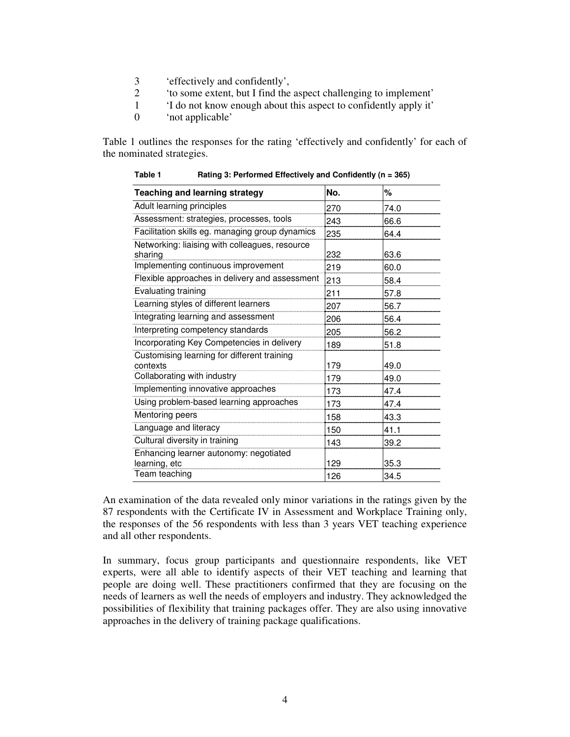3 'effectively and confidently',
2 'to some extent, but I find the aspect challenging to implement'
1 'I do not know enough about this aspect to confidently apply it'
0 'not applicable'

Table 1 outlines the responses for the rating 'effectively and confidently' for each of the nominated strategies.

**Table 1 Rating 3: Performed Effectively and Confidently (n = 365)**

| Teaching and learning strategy | No. | % |
|---|---|---|
| Adult learning principles | 270 | 74.0 |
| Assessment: strategies, processes, tools | 243 | 66.6 |
| Facilitation skills eg. managing group dynamics | 235 | 64.4 |
| Networking: liaising with colleagues, resource sharing | 232 | 63.6 |
| Implementing continuous improvement | 219 | 60.0 |
| Flexible approaches in delivery and assessment | 213 | 58.4 |
| Evaluating training | 211 | 57.8 |
| Learning styles of different learners | 207 | 56.7 |
| Integrating learning and assessment | 206 | 56.4 |
| Interpreting competency standards | 205 | 56.2 |
| Incorporating Key Competencies in delivery | 189 | 51.8 |
| Customising learning for different training contexts | 179 | 49.0 |
| Collaborating with industry | 179 | 49.0 |
| Implementing innovative approaches | 173 | 47.4 |
| Using problem-based learning approaches | 173 | 47.4 |
| Mentoring peers | 158 | 43.3 |
| Language and literacy | 150 | 41.1 |
| Cultural diversity in training | 143 | 39.2 |
| Enhancing learner autonomy: negotiated learning, etc | 129 | 35.3 |
| Team teaching | 126 | 34.5 |

An examination of the data revealed only minor variations in the ratings given by the 87 respondents with the Certificate IV in Assessment and Workplace Training only, the responses of the 56 respondents with less than 3 years VET teaching experience and all other respondents.

In summary, focus group participants and questionnaire respondents, like VET experts, were all able to identify aspects of their VET teaching and learning that people are doing well. These practitioners confirmed that they are focusing on the needs of learners as well the needs of employers and industry. They acknowledged the possibilities of flexibility that training packages offer. They are also using innovative approaches in the delivery of training package qualifications.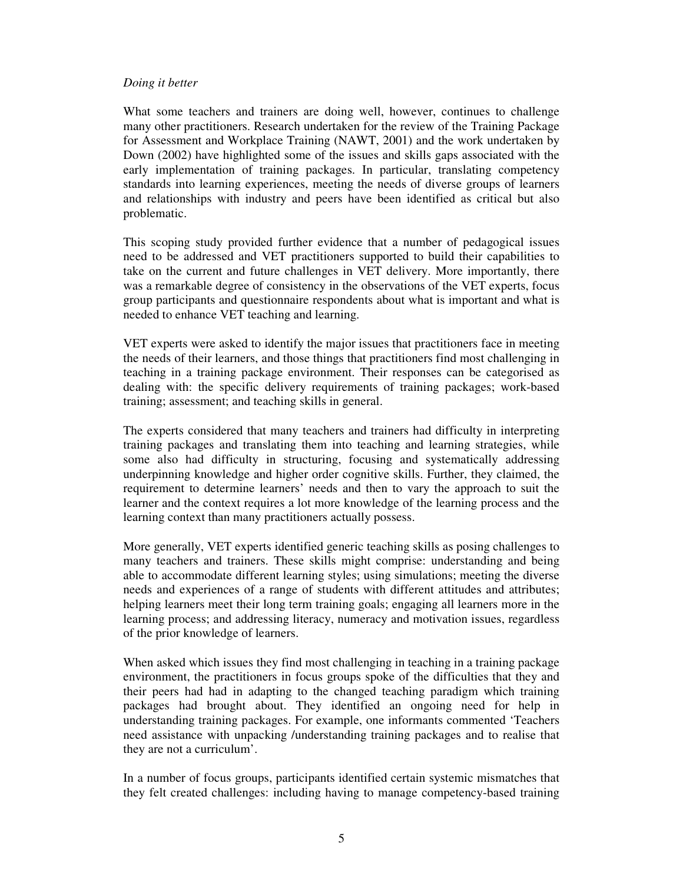*Doing it better*

What some teachers and trainers are doing well, however, continues to challenge many other practitioners. Research undertaken for the review of the Training Package for Assessment and Workplace Training (NAWT, 2001) and the work undertaken by Down (2002) have highlighted some of the issues and skills gaps associated with the early implementation of training packages. In particular, translating competency standards into learning experiences, meeting the needs of diverse groups of learners and relationships with industry and peers have been identified as critical but also problematic.

This scoping study provided further evidence that a number of pedagogical issues need to be addressed and VET practitioners supported to build their capabilities to take on the current and future challenges in VET delivery. More importantly, there was a remarkable degree of consistency in the observations of the VET experts, focus group participants and questionnaire respondents about what is important and what is needed to enhance VET teaching and learning.

VET experts were asked to identify the major issues that practitioners face in meeting the needs of their learners, and those things that practitioners find most challenging in teaching in a training package environment. Their responses can be categorised as dealing with: the specific delivery requirements of training packages; work-based training; assessment; and teaching skills in general.

The experts considered that many teachers and trainers had difficulty in interpreting training packages and translating them into teaching and learning strategies, while some also had difficulty in structuring, focusing and systematically addressing underpinning knowledge and higher order cognitive skills. Further, they claimed, the requirement to determine learners' needs and then to vary the approach to suit the learner and the context requires a lot more knowledge of the learning process and the learning context than many practitioners actually possess.

More generally, VET experts identified generic teaching skills as posing challenges to many teachers and trainers. These skills might comprise: understanding and being able to accommodate different learning styles; using simulations; meeting the diverse needs and experiences of a range of students with different attitudes and attributes; helping learners meet their long term training goals; engaging all learners more in the learning process; and addressing literacy, numeracy and motivation issues, regardless of the prior knowledge of learners.

When asked which issues they find most challenging in teaching in a training package environment, the practitioners in focus groups spoke of the difficulties that they and their peers had had in adapting to the changed teaching paradigm which training packages had brought about. They identified an ongoing need for help in understanding training packages. For example, one informants commented 'Teachers need assistance with unpacking /understanding training packages and to realise that they are not a curriculum'.

In a number of focus groups, participants identified certain systemic mismatches that they felt created challenges: including having to manage competency-based training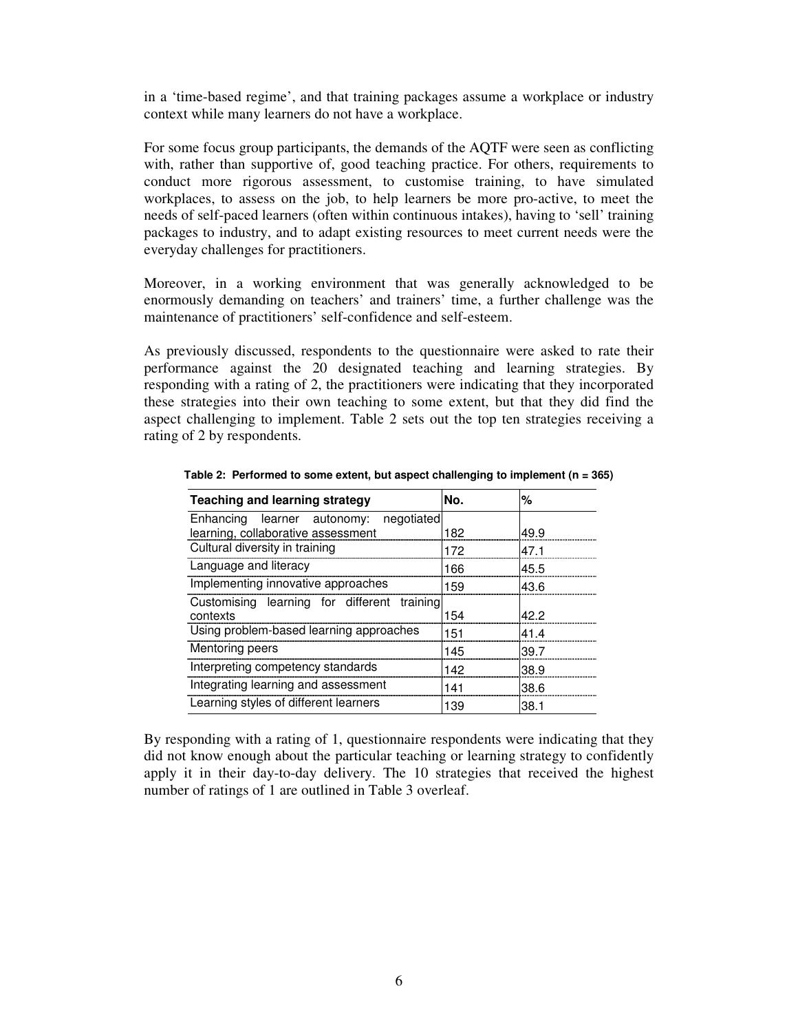in a 'time-based regime', and that training packages assume a workplace or industry context while many learners do not have a workplace.

For some focus group participants, the demands of the AQTF were seen as conflicting with, rather than supportive of, good teaching practice. For others, requirements to conduct more rigorous assessment, to customise training, to have simulated workplaces, to assess on the job, to help learners be more pro-active, to meet the needs of self-paced learners (often within continuous intakes), having to 'sell' training packages to industry, and to adapt existing resources to meet current needs were the everyday challenges for practitioners.

Moreover, in a working environment that was generally acknowledged to be enormously demanding on teachers' and trainers' time, a further challenge was the maintenance of practitioners' self-confidence and self-esteem.

As previously discussed, respondents to the questionnaire were asked to rate their performance against the 20 designated teaching and learning strategies. By responding with a rating of 2, the practitioners were indicating that they incorporated these strategies into their own teaching to some extent, but that they did find the aspect challenging to implement. Table 2 sets out the top ten strategies receiving a rating of 2 by respondents.

**Table 2: Performed to some extent, but aspect challenging to implement (n = 365)**

| Teaching and learning strategy | No. | % |
|---|---|---|
| Enhancing learner autonomy: negotiated learning, collaborative assessment | 182 | 49.9 |
| Cultural diversity in training | 172 | 47.1 |
| Language and literacy | 166 | 45.5 |
| Implementing innovative approaches | 159 | 43.6 |
| Customising learning for different training contexts | 154 | 42.2 |
| Using problem-based learning approaches | 151 | 41.4 |
| Mentoring peers | 145 | 39.7 |
| Interpreting competency standards | 142 | 38.9 |
| Integrating learning and assessment | 141 | 38.6 |
| Learning styles of different learners | 139 | 38.1 |

By responding with a rating of 1, questionnaire respondents were indicating that they did not know enough about the particular teaching or learning strategy to confidently apply it in their day-to-day delivery. The 10 strategies that received the highest number of ratings of 1 are outlined in Table 3 overleaf.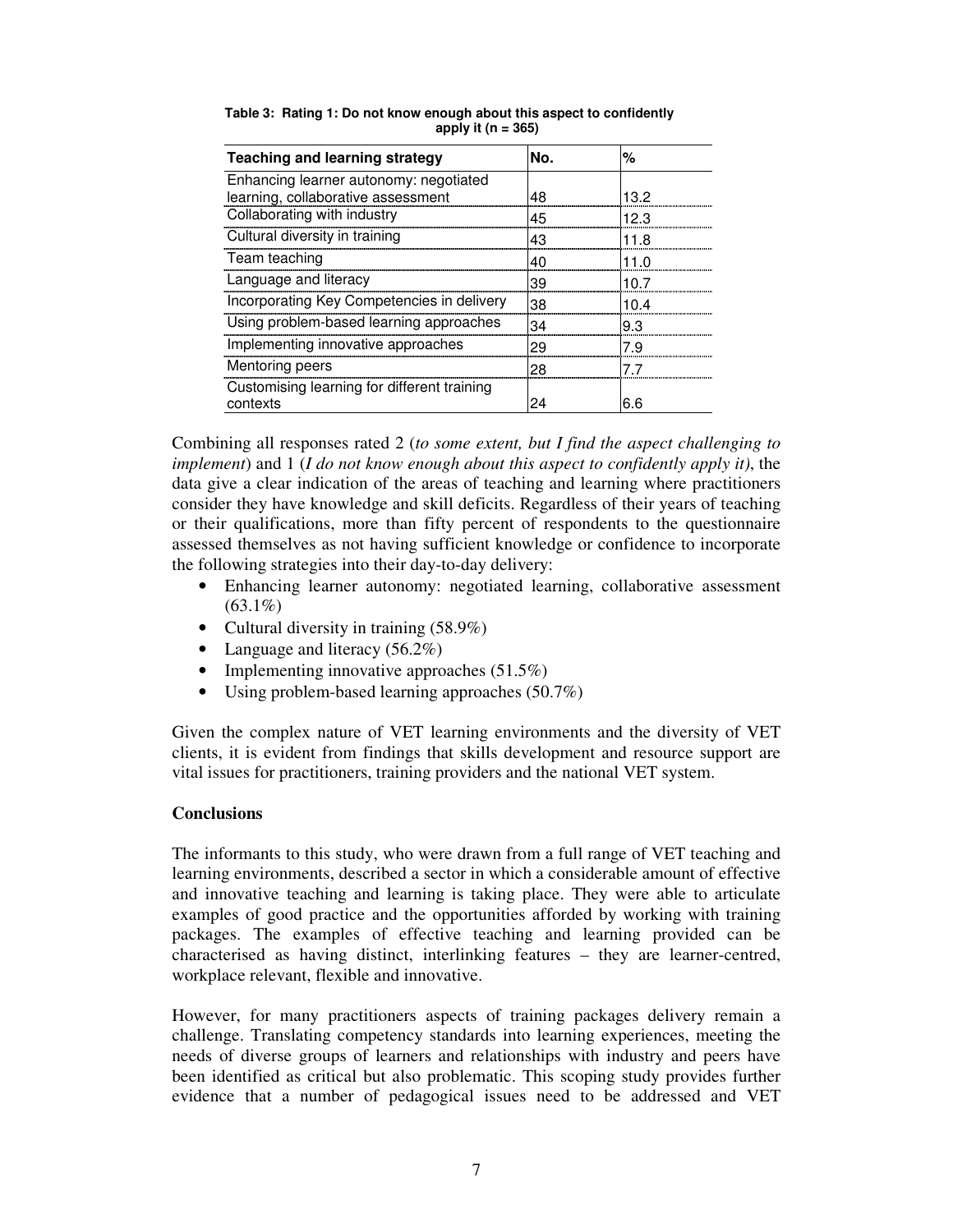**Table 3: Rating 1: Do not know enough about this aspect to confidently apply it (n = 365)**

| Teaching and learning strategy | No. | % |
|---|---|---|
| Enhancing learner autonomy: negotiated learning, collaborative assessment | 48 | 13.2 |
| Collaborating with industry | 45 | 12.3 |
| Cultural diversity in training | 43 | 11.8 |
| Team teaching | 40 | 11.0 |
| Language and literacy | 39 | 10.7 |
| Incorporating Key Competencies in delivery | 38 | 10.4 |
| Using problem-based learning approaches | 34 | 9.3 |
| Implementing innovative approaches | 29 | 7.9 |
| Mentoring peers | 28 | 7.7 |
| Customising learning for different training contexts | 24 | 6.6 |

Combining all responses rated 2 (*to some extent, but I find the aspect challenging to implement*) and 1 (*I do not know enough about this aspect to confidently apply it)*, the data give a clear indication of the areas of teaching and learning where practitioners consider they have knowledge and skill deficits. Regardless of their years of teaching or their qualifications, more than fifty percent of respondents to the questionnaire assessed themselves as not having sufficient knowledge or confidence to incorporate the following strategies into their day-to-day delivery:

- Enhancing learner autonomy: negotiated learning, collaborative assessment (63.1%)
- Cultural diversity in training (58.9%)
- Language and literacy (56.2%)
- Implementing innovative approaches (51.5%)
- Using problem-based learning approaches (50.7%)

Given the complex nature of VET learning environments and the diversity of VET clients, it is evident from findings that skills development and resource support are vital issues for practitioners, training providers and the national VET system.

## Conclusions

The informants to this study, who were drawn from a full range of VET teaching and learning environments, described a sector in which a considerable amount of effective and innovative teaching and learning is taking place. They were able to articulate examples of good practice and the opportunities afforded by working with training packages. The examples of effective teaching and learning provided can be characterised as having distinct, interlinking features – they are learner-centred, workplace relevant, flexible and innovative.

However, for many practitioners aspects of training packages delivery remain a challenge. Translating competency standards into learning experiences, meeting the needs of diverse groups of learners and relationships with industry and peers have been identified as critical but also problematic. This scoping study provides further evidence that a number of pedagogical issues need to be addressed and VET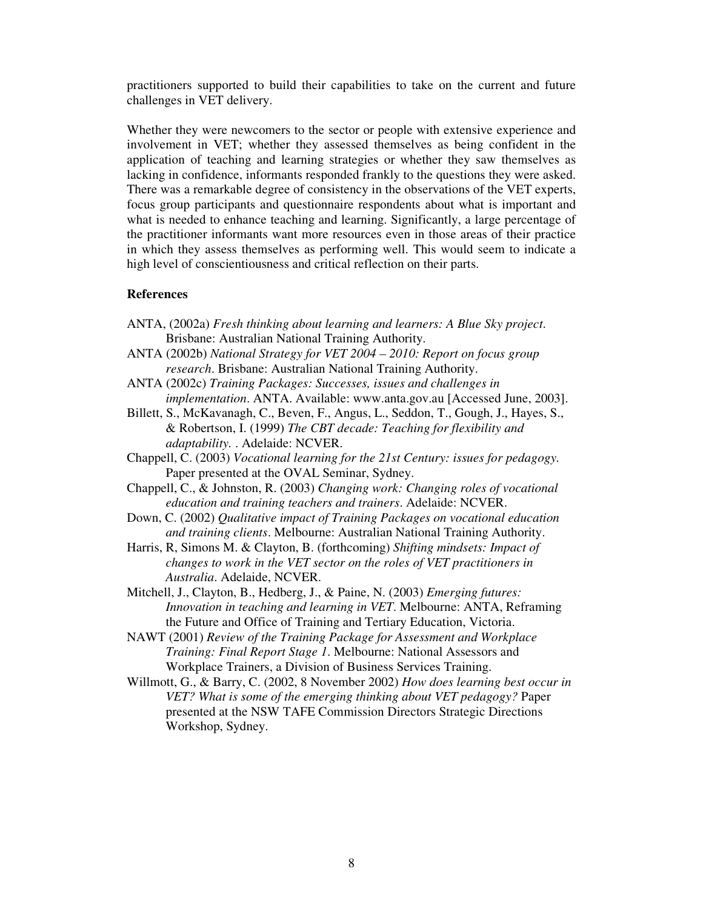practitioners supported to build their capabilities to take on the current and future challenges in VET delivery.

Whether they were newcomers to the sector or people with extensive experience and involvement in VET; whether they assessed themselves as being confident in the application of teaching and learning strategies or whether they saw themselves as lacking in confidence, informants responded frankly to the questions they were asked. There was a remarkable degree of consistency in the observations of the VET experts, focus group participants and questionnaire respondents about what is important and what is needed to enhance teaching and learning. Significantly, a large percentage of the practitioner informants want more resources even in those areas of their practice in which they assess themselves as performing well. This would seem to indicate a high level of conscientiousness and critical reflection on their parts.

**References**

ANTA, (2002a) *Fresh thinking about learning and learners: A Blue Sky project*. Brisbane: Australian National Training Authority.

ANTA (2002b) *National Strategy for VET 2004 – 2010: Report on focus group research*. Brisbane: Australian National Training Authority.

ANTA (2002c) *Training Packages: Successes, issues and challenges in implementation*. ANTA. Available: www.anta.gov.au [Accessed June, 2003].

Billett, S., McKavanagh, C., Beven, F., Angus, L., Seddon, T., Gough, J., Hayes, S., & Robertson, I. (1999) *The CBT decade: Teaching for flexibility and adaptability*. . Adelaide: NCVER.

Chappell, C. (2003) *Vocational learning for the 21st Century: issues for pedagogy.* Paper presented at the OVAL Seminar, Sydney.

Chappell, C., & Johnston, R. (2003) *Changing work: Changing roles of vocational education and training teachers and trainers*. Adelaide: NCVER.

Down, C. (2002) *Qualitative impact of Training Packages on vocational education and training clients*. Melbourne: Australian National Training Authority.

Harris, R, Simons M. & Clayton, B. (forthcoming) *Shifting mindsets: Impact of changes to work in the VET sector on the roles of VET practitioners in Australia*. Adelaide, NCVER.

Mitchell, J., Clayton, B., Hedberg, J., & Paine, N. (2003) *Emerging futures: Innovation in teaching and learning in VET*. Melbourne: ANTA, Reframing the Future and Office of Training and Tertiary Education, Victoria.

NAWT (2001) *Review of the Training Package for Assessment and Workplace Training: Final Report Stage 1*. Melbourne: National Assessors and Workplace Trainers, a Division of Business Services Training.

Willmott, G., & Barry, C. (2002, 8 November 2002) *How does learning best occur in VET? What is some of the emerging thinking about VET pedagogy?* Paper presented at the NSW TAFE Commission Directors Strategic Directions Workshop, Sydney.